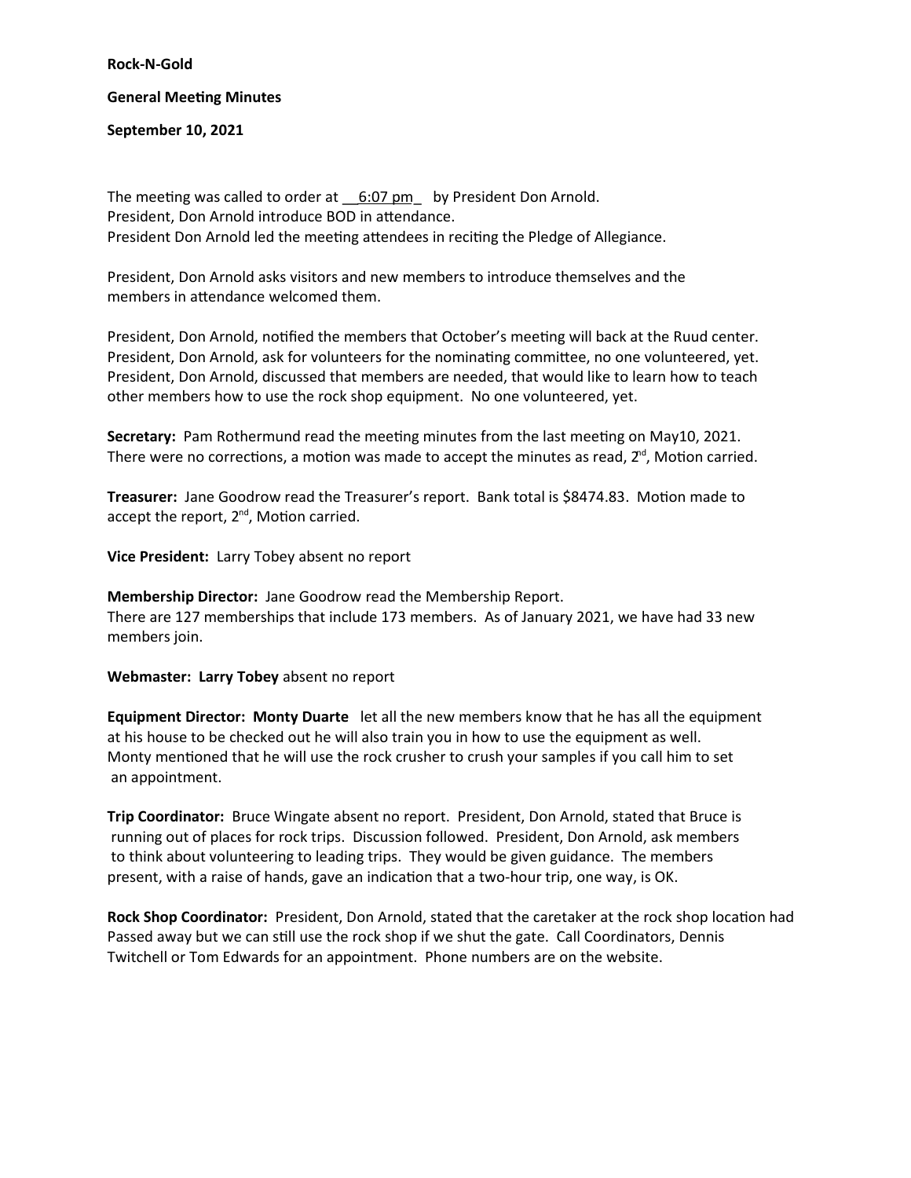**Rock-N-Gold**

**General Meeting Minutes**

**September 10, 2021**

The meeting was called to order at __6:07 pm_ by President Don Arnold.
President, Don Arnold introduce BOD in attendance.
President Don Arnold led the meeting attendees in reciting the Pledge of Allegiance.

President, Don Arnold asks visitors and new members to introduce themselves and the members in attendance welcomed them.

President, Don Arnold, notified the members that October's meeting will back at the Ruud center.
President, Don Arnold, ask for volunteers for the nominating committee, no one volunteered, yet.
President, Don Arnold, discussed that members are needed, that would like to learn how to teach other members how to use the rock shop equipment. No one volunteered, yet.

**Secretary:** Pam Rothermund read the meeting minutes from the last meeting on May10, 2021. There were no corrections, a motion was made to accept the minutes as read, 2nd, Motion carried.

**Treasurer:** Jane Goodrow read the Treasurer's report. Bank total is $8474.83. Motion made to accept the report, 2nd, Motion carried.

**Vice President:** Larry Tobey absent no report

**Membership Director:** Jane Goodrow read the Membership Report.
There are 127 memberships that include 173 members. As of January 2021, we have had 33 new members join.

**Webmaster: Larry Tobey** absent no report

**Equipment Director: Monty Duarte** let all the new members know that he has all the equipment at his house to be checked out he will also train you in how to use the equipment as well. Monty mentioned that he will use the rock crusher to crush your samples if you call him to set an appointment.

**Trip Coordinator:** Bruce Wingate absent no report. President, Don Arnold, stated that Bruce is running out of places for rock trips. Discussion followed. President, Don Arnold, ask members to think about volunteering to leading trips. They would be given guidance. The members present, with a raise of hands, gave an indication that a two-hour trip, one way, is OK.

**Rock Shop Coordinator:** President, Don Arnold, stated that the caretaker at the rock shop location had Passed away but we can still use the rock shop if we shut the gate. Call Coordinators, Dennis Twitchell or Tom Edwards for an appointment. Phone numbers are on the website.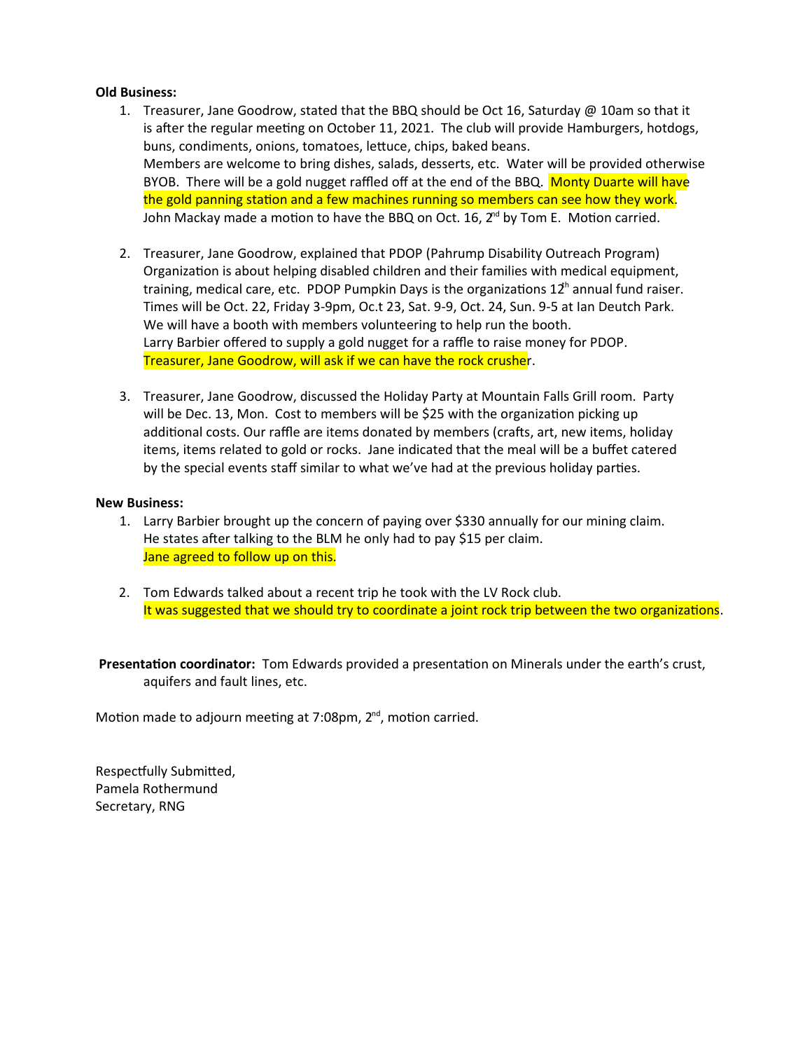**Old Business:**

1. Treasurer, Jane Goodrow, stated that the BBQ should be Oct 16, Saturday @ 10am so that it is after the regular meeting on October 11, 2021. The club will provide Hamburgers, hotdogs, buns, condiments, onions, tomatoes, lettuce, chips, baked beans.
   Members are welcome to bring dishes, salads, desserts, etc. Water will be provided otherwise BYOB. There will be a gold nugget raffled off at the end of the BBQ. Monty Duarte will have the gold panning station and a few machines running so members can see how they work.
   John Mackay made a motion to have the BBQ on Oct. 16, 2nd by Tom E. Motion carried.

2. Treasurer, Jane Goodrow, explained that PDOP (Pahrump Disability Outreach Program) Organization is about helping disabled children and their families with medical equipment, training, medical care, etc. PDOP Pumpkin Days is the organizations 12th annual fund raiser. Times will be Oct. 22, Friday 3-9pm, Oc.t 23, Sat. 9-9, Oct. 24, Sun. 9-5 at Ian Deutch Park. We will have a booth with members volunteering to help run the booth.
   Larry Barbier offered to supply a gold nugget for a raffle to raise money for PDOP.
   Treasurer, Jane Goodrow, will ask if we can have the rock crusher.

3. Treasurer, Jane Goodrow, discussed the Holiday Party at Mountain Falls Grill room. Party will be Dec. 13, Mon. Cost to members will be $25 with the organization picking up additional costs. Our raffle are items donated by members (crafts, art, new items, holiday items, items related to gold or rocks. Jane indicated that the meal will be a buffet catered by the special events staff similar to what we've had at the previous holiday parties.

**New Business:**

1. Larry Barbier brought up the concern of paying over $330 annually for our mining claim. He states after talking to the BLM he only had to pay $15 per claim.
   Jane agreed to follow up on this.

2. Tom Edwards talked about a recent trip he took with the LV Rock club.
   It was suggested that we should try to coordinate a joint rock trip between the two organizations.

**Presentation coordinator:** Tom Edwards provided a presentation on Minerals under the earth's crust, aquifers and fault lines, etc.

Motion made to adjourn meeting at 7:08pm, 2nd, motion carried.

Respectfully Submitted,
Pamela Rothermund
Secretary, RNG